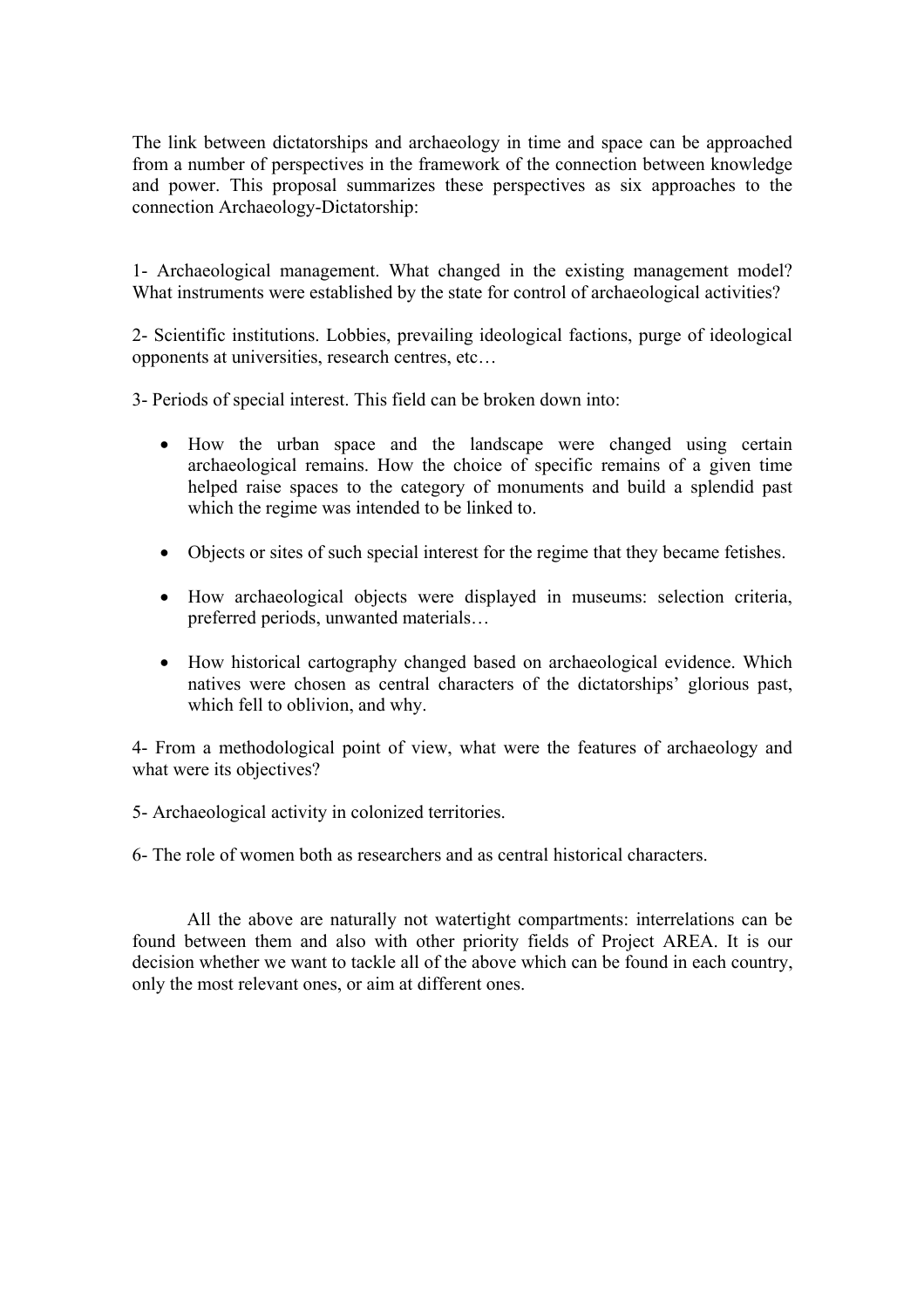The link between dictatorships and archaeology in time and space can be approached from a number of perspectives in the framework of the connection between knowledge and power. This proposal summarizes these perspectives as six approaches to the connection Archaeology-Dictatorship:

1- Archaeological management. What changed in the existing management model? What instruments were established by the state for control of archaeological activities?

2- Scientific institutions. Lobbies, prevailing ideological factions, purge of ideological opponents at universities, research centres, etc…

3- Periods of special interest. This field can be broken down into:

- How the urban space and the landscape were changed using certain archaeological remains. How the choice of specific remains of a given time helped raise spaces to the category of monuments and build a splendid past which the regime was intended to be linked to.
- Objects or sites of such special interest for the regime that they became fetishes.
- How archaeological objects were displayed in museums: selection criteria, preferred periods, unwanted materials…
- How historical cartography changed based on archaeological evidence. Which natives were chosen as central characters of the dictatorships' glorious past, which fell to oblivion, and why.

4- From a methodological point of view, what were the features of archaeology and what were its objectives?

5- Archaeological activity in colonized territories.

6- The role of women both as researchers and as central historical characters.

All the above are naturally not watertight compartments: interrelations can be found between them and also with other priority fields of Project AREA. It is our decision whether we want to tackle all of the above which can be found in each country, only the most relevant ones, or aim at different ones.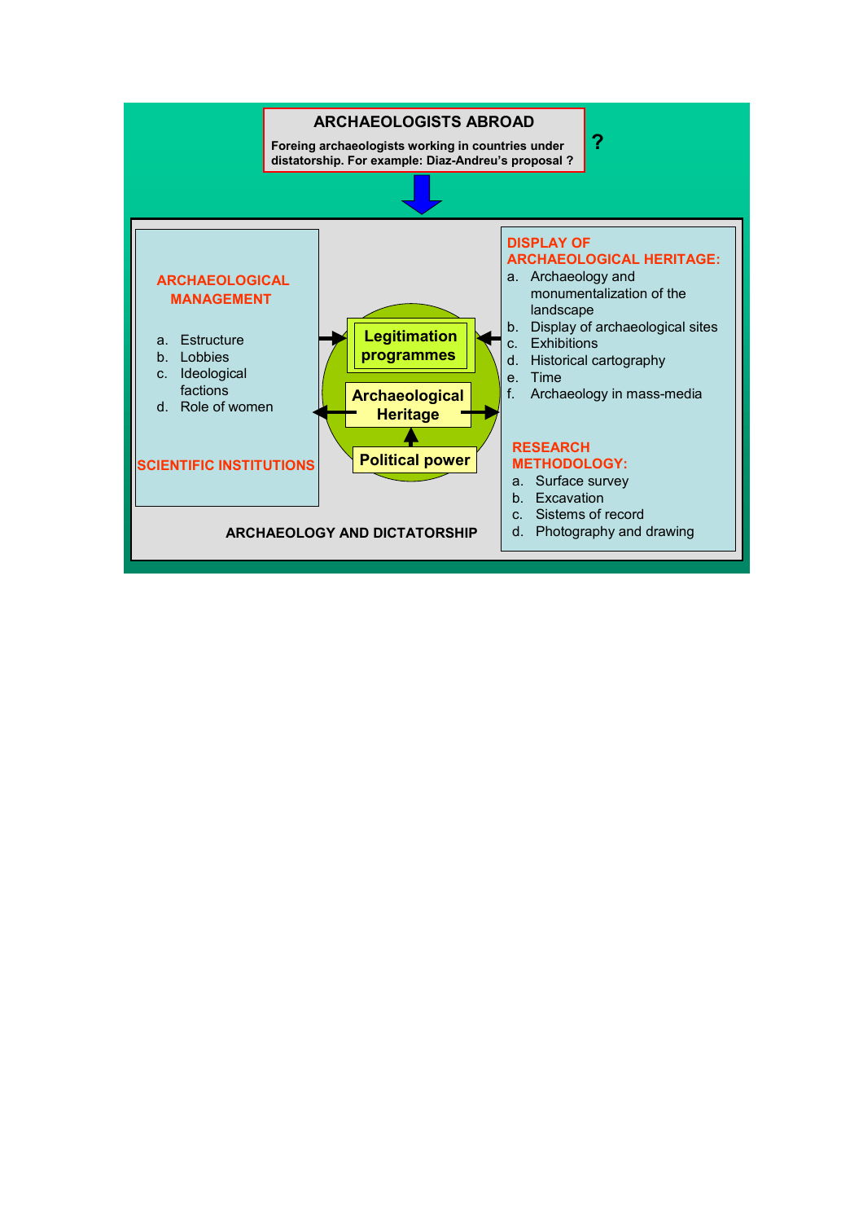ARCHAEOLOGISTS ABROAD

Foreing archaeologists working in countries under distatorship. For example: Diaz-Andreu's proposal ?

?

ARCHAEOLOGICAL MANAGEMENT

a. Estructure
b. Lobbies
c. Ideological factions
d. Role of women

SCIENTIFIC INSTITUTIONS

Legitimation programmes

Archaeological Heritage

Political power

DISPLAY OF ARCHAEOLOGICAL HERITAGE:

a. Archaeology and monumentalization of the landscape
b. Display of archaeological sites
c. Exhibitions
d. Historical cartography
e. Time
f. Archaeology in mass-media

RESEARCH METHODOLOGY:

a. Surface survey
b. Excavation
c. Sistems of record
d. Photography and drawing

ARCHAEOLOGY AND DICTATORSHIP